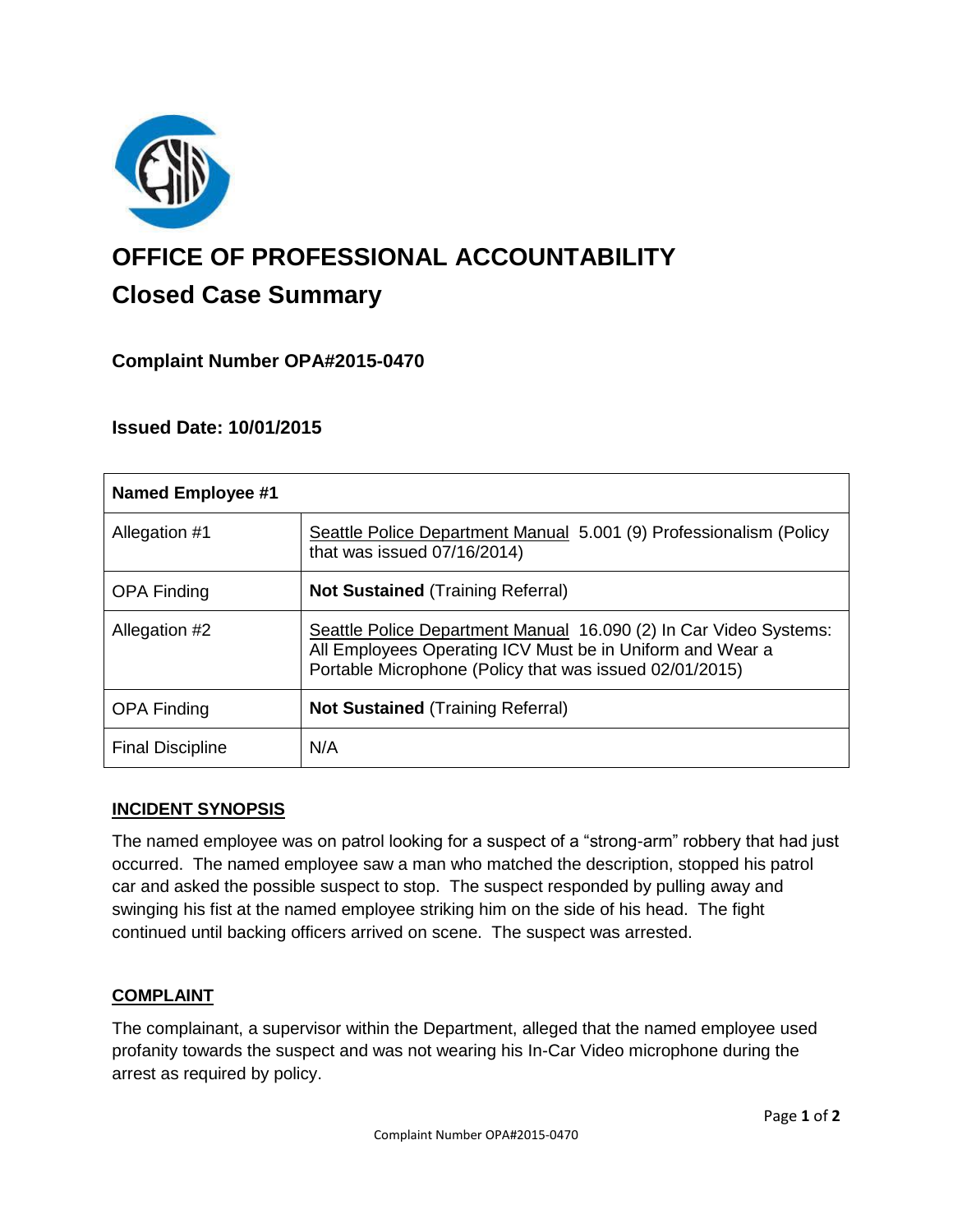# OFFICE OF PROFESSIONAL ACCOUNTABILITY

## Closed Case Summary

### Complaint Number OPA#2015-0470

### Issued Date: 10/01/2015

| Named Employee #1 | |
|---|---|
| Allegation #1 | Seattle Police Department Manual 5.001 (9) Professionalism (Policy that was issued 07/16/2014) |
| OPA Finding | **Not Sustained** (Training Referral) |
| Allegation #2 | Seattle Police Department Manual 16.090 (2) In Car Video Systems: All Employees Operating ICV Must be in Uniform and Wear a Portable Microphone (Policy that was issued 02/01/2015) |
| OPA Finding | **Not Sustained** (Training Referral) |
| Final Discipline | N/A |

**INCIDENT SYNOPSIS**

The named employee was on patrol looking for a suspect of a "strong-arm" robbery that had just occurred. The named employee saw a man who matched the description, stopped his patrol car and asked the possible suspect to stop. The suspect responded by pulling away and swinging his fist at the named employee striking him on the side of his head. The fight continued until backing officers arrived on scene. The suspect was arrested.

**COMPLAINT**

The complainant, a supervisor within the Department, alleged that the named employee used profanity towards the suspect and was not wearing his In-Car Video microphone during the arrest as required by policy.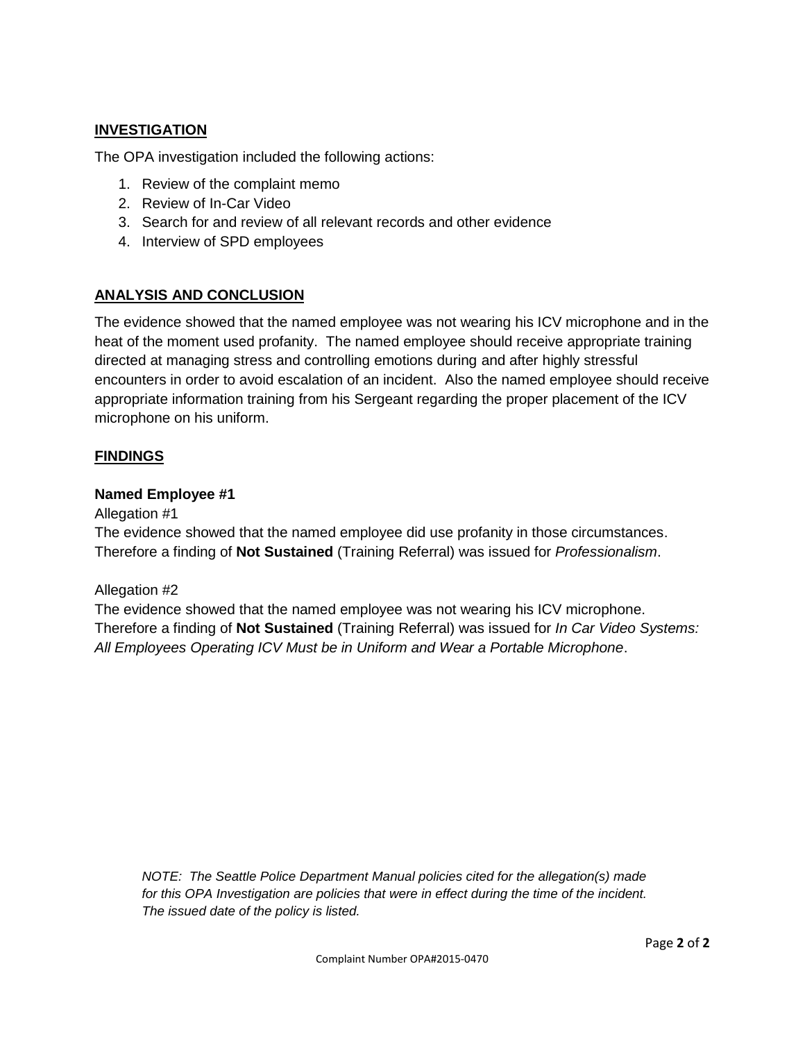## INVESTIGATION

The OPA investigation included the following actions:

1. Review of the complaint memo
2. Review of In-Car Video
3. Search for and review of all relevant records and other evidence
4. Interview of SPD employees

## ANALYSIS AND CONCLUSION

The evidence showed that the named employee was not wearing his ICV microphone and in the heat of the moment used profanity. The named employee should receive appropriate training directed at managing stress and controlling emotions during and after highly stressful encounters in order to avoid escalation of an incident. Also the named employee should receive appropriate information training from his Sergeant regarding the proper placement of the ICV microphone on his uniform.

## FINDINGS

### Named Employee #1

Allegation #1

The evidence showed that the named employee did use profanity in those circumstances. Therefore a finding of **Not Sustained** (Training Referral) was issued for *Professionalism*.

Allegation #2

The evidence showed that the named employee was not wearing his ICV microphone. Therefore a finding of **Not Sustained** (Training Referral) was issued for *In Car Video Systems: All Employees Operating ICV Must be in Uniform and Wear a Portable Microphone*.

*NOTE: The Seattle Police Department Manual policies cited for the allegation(s) made for this OPA Investigation are policies that were in effect during the time of the incident. The issued date of the policy is listed.*

Complaint Number OPA#2015-0470